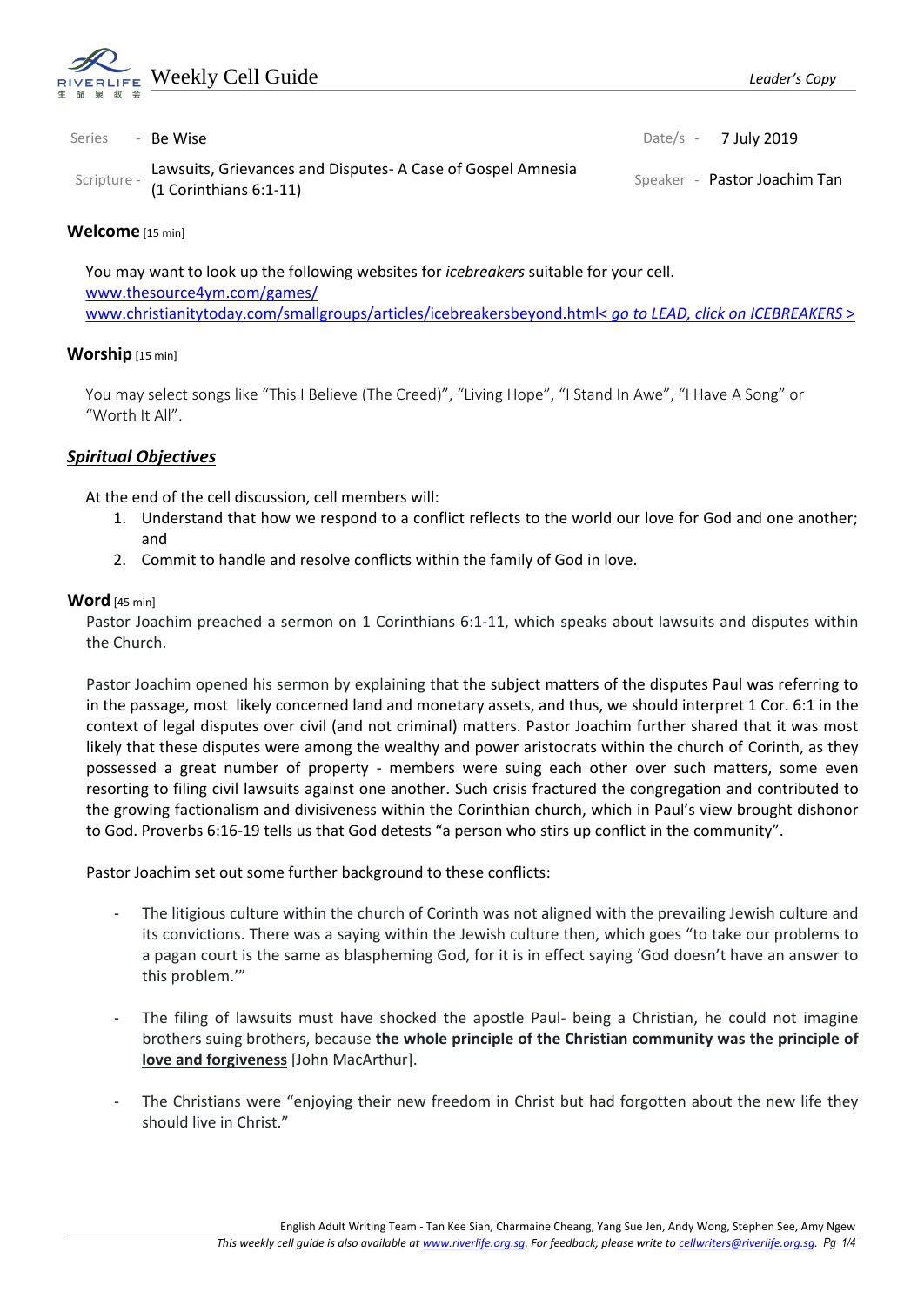# Weekly Cell Guide

*Leader's Copy*

| | | | |
|---|---|---|---|
| Series - | Be Wise | Date/s - | 7 July 2019 |
| Scripture - | Lawsuits, Grievances and Disputes- A Case of Gospel Amnesia (1 Corinthians 6:1-11) | Speaker - | Pastor Joachim Tan |

## Welcome [15 min]

You may want to look up the following websites for *icebreakers* suitable for your cell.
www.thesource4ym.com/games/
www.christianitytoday.com/smallgroups/articles/icebreakersbeyond.html< *go to LEAD, click on ICEBREAKERS >*

## Worship [15 min]

You may select songs like "This I Believe (The Creed)", "Living Hope", "I Stand In Awe", "I Have A Song" or "Worth It All".

## ***Spiritual Objectives***

At the end of the cell discussion, cell members will:

1. Understand that how we respond to a conflict reflects to the world our love for God and one another; and
2. Commit to handle and resolve conflicts within the family of God in love.

## Word [45 min]

Pastor Joachim preached a sermon on 1 Corinthians 6:1-11, which speaks about lawsuits and disputes within the Church.

Pastor Joachim opened his sermon by explaining that the subject matters of the disputes Paul was referring to in the passage, most likely concerned land and monetary assets, and thus, we should interpret 1 Cor. 6:1 in the context of legal disputes over civil (and not criminal) matters. Pastor Joachim further shared that it was most likely that these disputes were among the wealthy and power aristocrats within the church of Corinth, as they possessed a great number of property - members were suing each other over such matters, some even resorting to filing civil lawsuits against one another. Such crisis fractured the congregation and contributed to the growing factionalism and divisiveness within the Corinthian church, which in Paul's view brought dishonor to God. Proverbs 6:16-19 tells us that God detests "a person who stirs up conflict in the community".

Pastor Joachim set out some further background to these conflicts:

- The litigious culture within the church of Corinth was not aligned with the prevailing Jewish culture and its convictions. There was a saying within the Jewish culture then, which goes "to take our problems to a pagan court is the same as blaspheming God, for it is in effect saying 'God doesn't have an answer to this problem.'"

- The filing of lawsuits must have shocked the apostle Paul- being a Christian, he could not imagine brothers suing brothers, because **the whole principle of the Christian community was the principle of love and forgiveness** [John MacArthur].

- The Christians were "enjoying their new freedom in Christ but had forgotten about the new life they should live in Christ."

English Adult Writing Team - Tan Kee Sian, Charmaine Cheang, Yang Sue Jen, Andy Wong, Stephen See, Amy Ngew
*This weekly cell guide is also available at www.riverlife.org.sg. For feedback, please write to cellwriters@riverlife.org.sg.*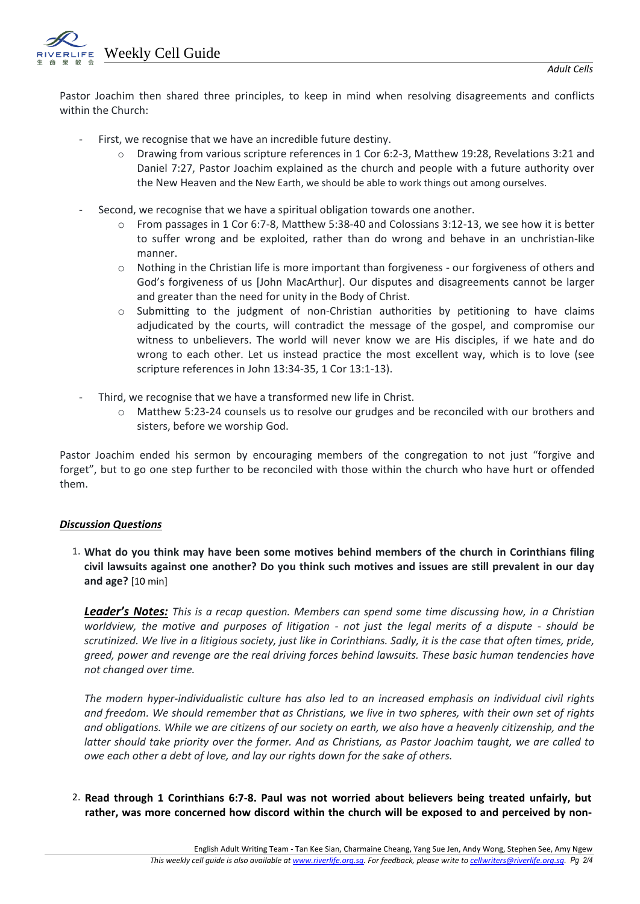Pastor Joachim then shared three principles, to keep in mind when resolving disagreements and conflicts within the Church:

- First, we recognise that we have an incredible future destiny.
    - Drawing from various scripture references in 1 Cor 6:2-3, Matthew 19:28, Revelations 3:21 and Daniel 7:27, Pastor Joachim explained as the church and people with a future authority over the New Heaven and the New Earth, we should be able to work things out among ourselves.

- Second, we recognise that we have a spiritual obligation towards one another.
    - From passages in 1 Cor 6:7-8, Matthew 5:38-40 and Colossians 3:12-13, we see how it is better to suffer wrong and be exploited, rather than do wrong and behave in an unchristian-like manner.
    - Nothing in the Christian life is more important than forgiveness - our forgiveness of others and God's forgiveness of us [John MacArthur]. Our disputes and disagreements cannot be larger and greater than the need for unity in the Body of Christ.
    - Submitting to the judgment of non-Christian authorities by petitioning to have claims adjudicated by the courts, will contradict the message of the gospel, and compromise our witness to unbelievers. The world will never know we are His disciples, if we hate and do wrong to each other. Let us instead practice the most excellent way, which is to love (see scripture references in John 13:34-35, 1 Cor 13:1-13).

- Third, we recognise that we have a transformed new life in Christ.
    - Matthew 5:23-24 counsels us to resolve our grudges and be reconciled with our brothers and sisters, before we worship God.

Pastor Joachim ended his sermon by encouraging members of the congregation to not just "forgive and forget", but to go one step further to be reconciled with those within the church who have hurt or offended them.

## ***Discussion Questions***

1. **What do you think may have been some motives behind members of the church in Corinthians filing civil lawsuits against one another? Do you think such motives and issues are still prevalent in our day and age?** [10 min]

   ***Leader's Notes:*** *This is a recap question. Members can spend some time discussing how, in a Christian worldview, the motive and purposes of litigation - not just the legal merits of a dispute - should be scrutinized. We live in a litigious society, just like in Corinthians. Sadly, it is the case that often times, pride, greed, power and revenge are the real driving forces behind lawsuits. These basic human tendencies have not changed over time.*

   *The modern hyper-individualistic culture has also led to an increased emphasis on individual civil rights and freedom. We should remember that as Christians, we live in two spheres, with their own set of rights and obligations. While we are citizens of our society on earth, we also have a heavenly citizenship, and the latter should take priority over the former. And as Christians, as Pastor Joachim taught, we are called to owe each other a debt of love, and lay our rights down for the sake of others.*

2. **Read through 1 Corinthians 6:7-8. Paul was not worried about believers being treated unfairly, but rather, was more concerned how discord within the church will be exposed to and perceived by non-**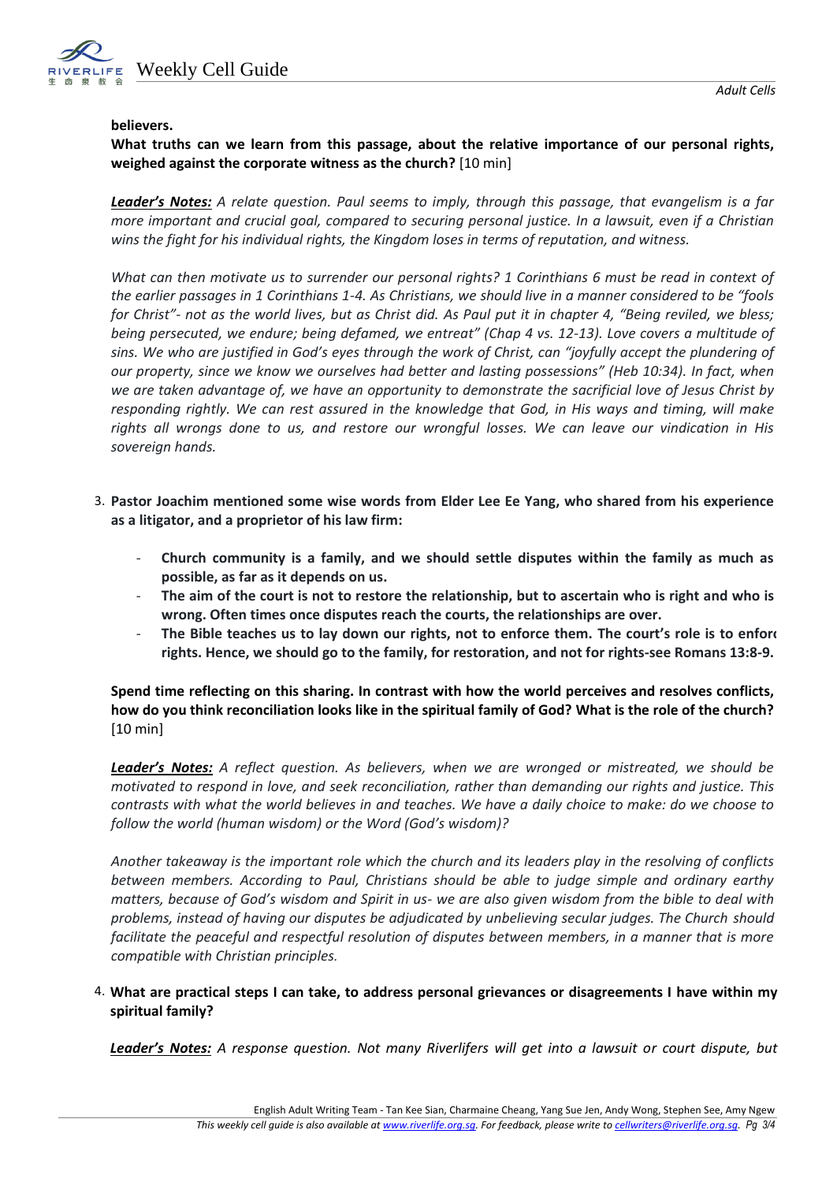**believers.**

**What truths can we learn from this passage, about the relative importance of our personal rights, weighed against the corporate witness as the church?** [10 min]

***Leader's Notes:*** *A relate question. Paul seems to imply, through this passage, that evangelism is a far more important and crucial goal, compared to securing personal justice. In a lawsuit, even if a Christian wins the fight for his individual rights, the Kingdom loses in terms of reputation, and witness.*

*What can then motivate us to surrender our personal rights? 1 Corinthians 6 must be read in context of the earlier passages in 1 Corinthians 1-4. As Christians, we should live in a manner considered to be "fools for Christ"- not as the world lives, but as Christ did. As Paul put it in chapter 4, "Being reviled, we bless; being persecuted, we endure; being defamed, we entreat" (Chap 4 vs. 12-13). Love covers a multitude of sins. We who are justified in God's eyes through the work of Christ, can "joyfully accept the plundering of our property, since we know we ourselves had better and lasting possessions" (Heb 10:34). In fact, when we are taken advantage of, we have an opportunity to demonstrate the sacrificial love of Jesus Christ by responding rightly. We can rest assured in the knowledge that God, in His ways and timing, will make rights all wrongs done to us, and restore our wrongful losses. We can leave our vindication in His sovereign hands.*

3. **Pastor Joachim mentioned some wise words from Elder Lee Ee Yang, who shared from his experience as a litigator, and a proprietor of his law firm:**

   - **Church community is a family, and we should settle disputes within the family as much as possible, as far as it depends on us.**
   - **The aim of the court is not to restore the relationship, but to ascertain who is right and who is wrong. Often times once disputes reach the courts, the relationships are over.**
   - **The Bible teaches us to lay down our rights, not to enforce them. The court's role is to enforc rights. Hence, we should go to the family, for restoration, and not for rights-see Romans 13:8-9.**

   **Spend time reflecting on this sharing. In contrast with how the world perceives and resolves conflicts, how do you think reconciliation looks like in the spiritual family of God? What is the role of the church?** [10 min]

   ***Leader's Notes:*** *A reflect question. As believers, when we are wronged or mistreated, we should be motivated to respond in love, and seek reconciliation, rather than demanding our rights and justice. This contrasts with what the world believes in and teaches. We have a daily choice to make: do we choose to follow the world (human wisdom) or the Word (God's wisdom)?*

   *Another takeaway is the important role which the church and its leaders play in the resolving of conflicts between members. According to Paul, Christians should be able to judge simple and ordinary earthy matters, because of God's wisdom and Spirit in us- we are also given wisdom from the bible to deal with problems, instead of having our disputes be adjudicated by unbelieving secular judges. The Church should facilitate the peaceful and respectful resolution of disputes between members, in a manner that is more compatible with Christian principles.*

4. **What are practical steps I can take, to address personal grievances or disagreements I have within my spiritual family?**

   ***Leader's Notes:*** *A response question. Not many Riverlifers will get into a lawsuit or court dispute, but*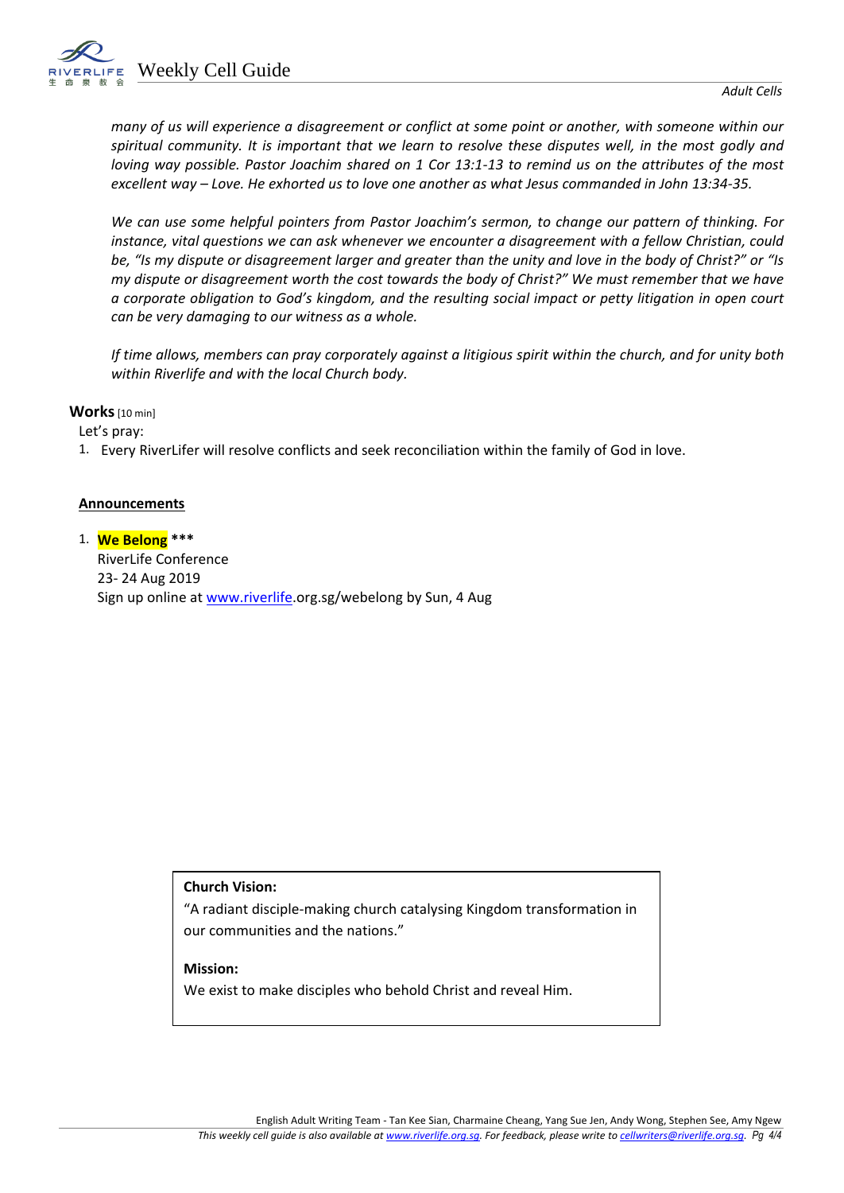*many of us will experience a disagreement or conflict at some point or another, with someone within our spiritual community. It is important that we learn to resolve these disputes well, in the most godly and loving way possible. Pastor Joachim shared on 1 Cor 13:1-13 to remind us on the attributes of the most excellent way – Love. He exhorted us to love one another as what Jesus commanded in John 13:34-35.*

*We can use some helpful pointers from Pastor Joachim's sermon, to change our pattern of thinking. For instance, vital questions we can ask whenever we encounter a disagreement with a fellow Christian, could be, "Is my dispute or disagreement larger and greater than the unity and love in the body of Christ?" or "Is my dispute or disagreement worth the cost towards the body of Christ?" We must remember that we have a corporate obligation to God's kingdom, and the resulting social impact or petty litigation in open court can be very damaging to our witness as a whole.*

*If time allows, members can pray corporately against a litigious spirit within the church, and for unity both within Riverlife and with the local Church body.*

**Works** [10 min]

Let's pray:

1. Every RiverLifer will resolve conflicts and seek reconciliation within the family of God in love.

**Announcements**

1. **We Belong** ***
   RiverLife Conference
   23- 24 Aug 2019
   Sign up online at www.riverlife.org.sg/webelong by Sun, 4 Aug

**Church Vision:**

"A radiant disciple-making church catalysing Kingdom transformation in our communities and the nations."

**Mission:**

We exist to make disciples who behold Christ and reveal Him.

English Adult Writing Team - Tan Kee Sian, Charmaine Cheang, Yang Sue Jen, Andy Wong, Stephen See, Amy Ngew

*This weekly cell guide is also available at www.riverlife.org.sg. For feedback, please write to cellwriters@riverlife.org.sg.*